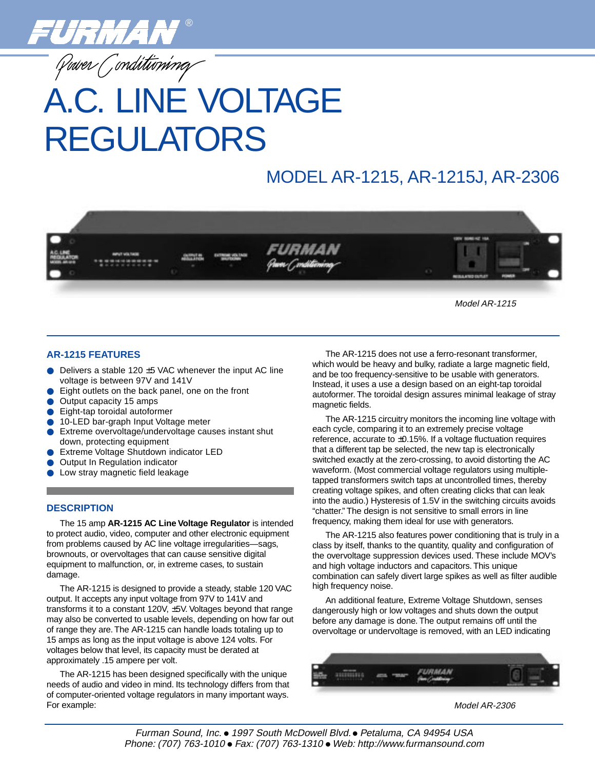# FURMAN®

*Power Conditioning*

# A.C. LINE VOLTAGE REGULATORS

## MODEL AR-1215, AR-1215J, AR-2306

*Model AR-1215*

### AR-1215 FEATURES

- Delivers a stable 120 ±5 VAC whenever the input AC line voltage is between 97V and 141V
- Eight outlets on the back panel, one on the front
- Output capacity 15 amps
- Eight-tap toroidal autoformer
- 10-LED bar-graph Input Voltage meter
- Extreme overvoltage/undervoltage causes instant shut down, protecting equipment
- Extreme Voltage Shutdown indicator LED
- Output In Regulation indicator
- Low stray magnetic field leakage

### DESCRIPTION

The 15 amp **AR-1215 AC Line Voltage Regulator** is intended to protect audio, video, computer and other electronic equipment from problems caused by AC line voltage irregularities—sags, brownouts, or overvoltages that can cause sensitive digital equipment to malfunction, or, in extreme cases, to sustain damage.

The AR-1215 is designed to provide a steady, stable 120 VAC output. It accepts any input voltage from 97V to 141V and transforms it to a constant 120V, ±5V. Voltages beyond that range may also be converted to usable levels, depending on how far out of range they are. The AR-1215 can handle loads totaling up to 15 amps as long as the input voltage is above 124 volts. For voltages below that level, its capacity must be derated at approximately .15 ampere per volt.

The AR-1215 has been designed specifically with the unique needs of audio and video in mind. Its technology differs from that of computer-oriented voltage regulators in many important ways. For example:

The AR-1215 does not use a ferro-resonant transformer, which would be heavy and bulky, radiate a large magnetic field, and be too frequency-sensitive to be usable with generators. Instead, it uses a use a design based on an eight-tap toroidal autoformer. The toroidal design assures minimal leakage of stray magnetic fields.

The AR-1215 circuitry monitors the incoming line voltage with each cycle, comparing it to an extremely precise voltage reference, accurate to ±0.15%. If a voltage fluctuation requires that a different tap be selected, the new tap is electronically switched exactly at the zero-crossing, to avoid distorting the AC waveform. (Most commercial voltage regulators using multiple-tapped transformers switch taps at uncontrolled times, thereby creating voltage spikes, and often creating clicks that can leak into the audio.) Hysteresis of 1.5V in the switching circuits avoids "chatter." The design is not sensitive to small errors in line frequency, making them ideal for use with generators.

The AR-1215 also features power conditioning that is truly in a class by itself, thanks to the quantity, quality and configuration of the overvoltage suppression devices used. These include MOV's and high voltage inductors and capacitors. This unique combination can safely divert large spikes as well as filter audible high frequency noise.

An additional feature, Extreme Voltage Shutdown, senses dangerously high or low voltages and shuts down the output before any damage is done. The output remains off until the overvoltage or undervoltage is removed, with an LED indicating

*Model AR-2306*

*Furman Sound, Inc. ● 1997 South McDowell Blvd. ● Petaluma, CA 94954 USA*
*Phone: (707) 763-1010 ● Fax: (707) 763-1310 ● Web: http://www.furmansound.com*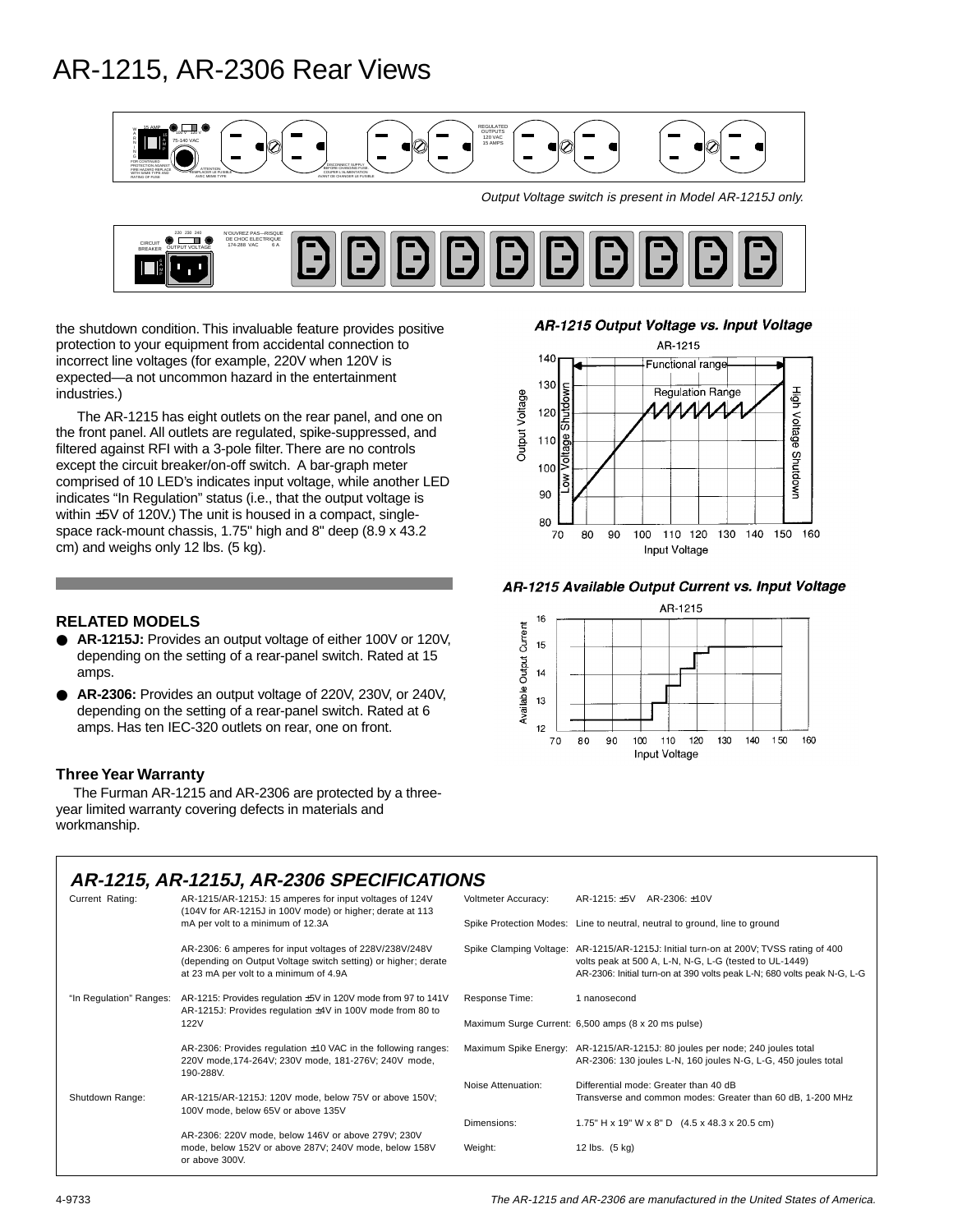# AR-1215, AR-2306 Rear Views

*Output Voltage switch is present in Model AR-1215J only.*

the shutdown condition. This invaluable feature provides positive protection to your equipment from accidental connection to incorrect line voltages (for example, 220V when 120V is expected—a not uncommon hazard in the entertainment industries.)

The AR-1215 has eight outlets on the rear panel, and one on the front panel. All outlets are regulated, spike-suppressed, and filtered against RFI with a 3-pole filter. There are no controls except the circuit breaker/on-off switch. A bar-graph meter comprised of 10 LED's indicates input voltage, while another LED indicates "In Regulation" status (i.e., that the output voltage is within ±5V of 120V.) The unit is housed in a compact, single-space rack-mount chassis, 1.75" high and 8" deep (8.9 x 43.2 cm) and weighs only 12 lbs. (5 kg).

***AR-1215 Output Voltage vs. Input Voltage***

AR-1215

Functional range

Regulation Range

Low Voltage Shutdown

High Voltage Shutdown

Output Voltage

140
130
120
110
100
90
80

Input Voltage

70 80 90 100 110 120 130 140 150 160

***AR-1215 Available Output Current vs. Input Voltage***

AR-1215

Available Output Current

16
15
14
13
12

Input Voltage

70 80 90 100 110 120 130 140 150 160

## RELATED MODELS

- **AR-1215J:** Provides an output voltage of either 100V or 120V, depending on the setting of a rear-panel switch. Rated at 15 amps.
- **AR-2306:** Provides an output voltage of 220V, 230V, or 240V, depending on the setting of a rear-panel switch. Rated at 6 amps. Has ten IEC-320 outlets on rear, one on front.

## Three Year Warranty

The Furman AR-1215 and AR-2306 are protected by a three-year limited warranty covering defects in materials and workmanship.

## *AR-1215, AR-1215J, AR-2306 SPECIFICATIONS*

| | |
|---|---|
| Current Rating: | AR-1215/AR-1215J: 15 amperes for input voltages of 124V (104V for AR-1215J in 100V mode) or higher; derate at 113 mA per volt to a minimum of 12.3A<br><br>AR-2306: 6 amperes for input voltages of 228V/238V/248V (depending on Output Voltage switch setting) or higher; derate at 23 mA per volt to a minimum of 4.9A |
| "In Regulation" Ranges: | AR-1215: Provides regulation ±5V in 120V mode from 97 to 141V<br>AR-1215J: Provides regulation ±4V in 100V mode from 80 to 122V<br><br>AR-2306: Provides regulation ±10 VAC in the following ranges: 220V mode,174-264V; 230V mode, 181-276V; 240V mode, 190-288V. |
| Shutdown Range: | AR-1215/AR-1215J: 120V mode, below 75V or above 150V; 100V mode, below 65V or above 135V<br><br>AR-2306: 220V mode, below 146V or above 279V; 230V mode, below 152V or above 287V; 240V mode, below 158V or above 300V. |
| Voltmeter Accuracy: | AR-1215: ±5V AR-2306: ±10V |
| Spike Protection Modes: | Line to neutral, neutral to ground, line to ground |
| Spike Clamping Voltage: | AR-1215/AR-1215J: Initial turn-on at 200V; TVSS rating of 400 volts peak at 500 A, L-N, N-G, L-G (tested to UL-1449)<br>AR-2306: Initial turn-on at 390 volts peak L-N; 680 volts peak N-G, L-G |
| Response Time: | 1 nanosecond |
| Maximum Surge Current: | 6,500 amps (8 x 20 ms pulse) |
| Maximum Spike Energy: | AR-1215/AR-1215J: 80 joules per node; 240 joules total<br>AR-2306: 130 joules L-N, 160 joules N-G, L-G, 450 joules total |
| Noise Attenuation: | Differential mode: Greater than 40 dB<br>Transverse and common modes: Greater than 60 dB, 1-200 MHz |
| Dimensions: | 1.75" H x 19" W x 8" D (4.5 x 48.3 x 20.5 cm) |
| Weight: | 12 lbs. (5 kg) |

4-9733

*The AR-1215 and AR-2306 are manufactured in the United States of America.*